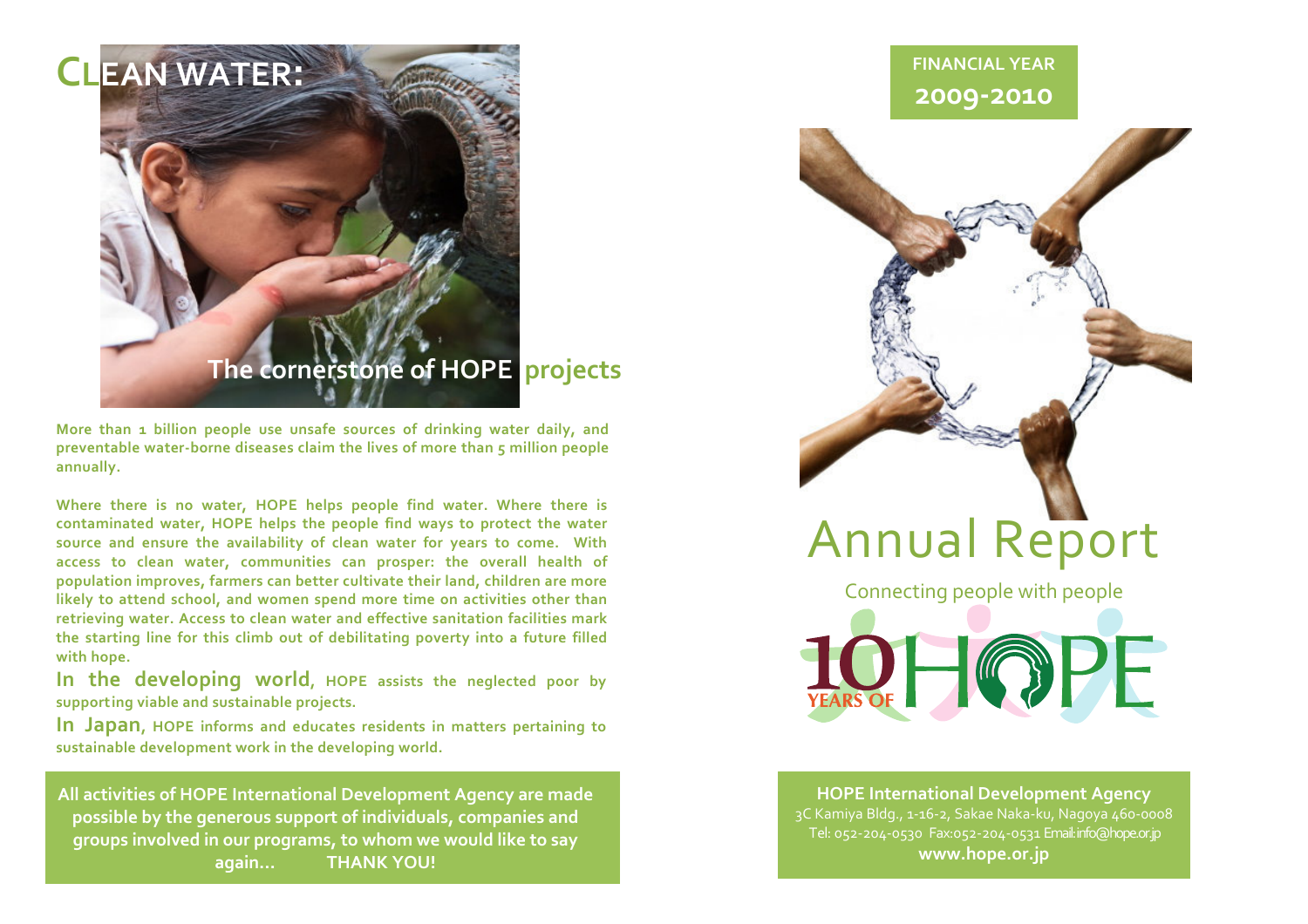# CLEAN WATER:

## The cornerstone of HOPE projects

**More than 1 billion people use unsafe sources of drinking water daily, and preventable water-borne diseases claim the lives of more than 5 million people annually.**

**Where there is no water, HOPE helps people find water. Where there is contaminated water, HOPE helps the people find ways to protect the water source and ensure the availability of clean water for years to come. With access to clean water, communities can prosper: the overall health of population improves, farmers can better cultivate their land, children are more likely to attend school, and women spend more time on activities other than retrieving water. Access to clean water and effective sanitation facilities mark the starting line for this climb out of debilitating poverty into a future filled with hope.**

**In the developing world, HOPE assists the neglected poor by supporting viable and sustainable projects.**

**In Japan, HOPE informs and educates residents in matters pertaining to sustainable development work in the developing world.**

**All activities of HOPE International Development Agency are made possible by the generous support of individuals, companies and groups involved in our programs, to whom we would like to say again... THANK YOU!**

**FINANCIAL YEAR**
**2009-2010**

# Annual Report

Connecting people with people

10 YEARS OF HOPE

**HOPE International Development Agency**
3C Kamiya Bldg., 1-16-2, Sakae Naka-ku, Nagoya 460-0008
Tel: 052-204-0530 Fax:052-204-0531 Email:info@hope.or.jp
**www.hope.or.jp**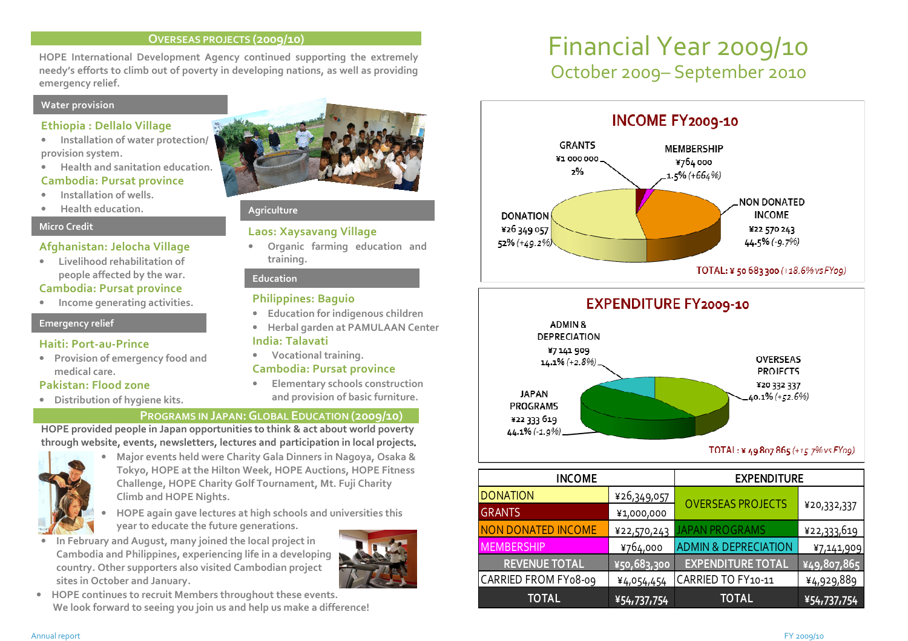## Overseas Projects (2009/10)

HOPE International Development Agency continued supporting the extremely needy's efforts to climb out of poverty in developing nations, as well as providing emergency relief.

### Water provision

**Ethiopia : Dellalo Village**

- Installation of water protection/ provision system.
- Health and sanitation education.

**Cambodia: Pursat province**

- Installation of wells.
- Health education.

### Micro Credit

**Afghanistan: Jelocha Village**

- Livelihood rehabilitation of people affected by the war.

**Cambodia: Pursat province**

- Income generating activities.

### Emergency relief

**Haiti: Port-au-Prince**

- Provision of emergency food and medical care.

**Pakistan: Flood zone**

- Distribution of hygiene kits.

### Agriculture

**Laos: Xaysavang Village**

- Organic farming education and training.

### Education

**Philippines: Baguio**

- Education for indigenous children
- Herbal garden at PAMULAAN Center

**India: Talavati**

- Vocational training.

**Cambodia: Pursat province**

- Elementary schools construction and provision of basic furniture.

## Programs in Japan: Global Education (2009/10)

HOPE provided people in Japan opportunities to think & act about world poverty through website, events, newsletters, lectures and participation in local projects.

- Major events held were Charity Gala Dinners in Nagoya, Osaka & Tokyo, HOPE at the Hilton Week, HOPE Auctions, HOPE Fitness Challenge, HOPE Charity Golf Tournament, Mt. Fuji Charity Climb and HOPE Nights.
- HOPE again gave lectures at high schools and universities this year to the future generations.
- In February and August, many joined the local project in Cambodia and Philippines, experiencing life in a developing country. Other supporters also visited Cambodian project sites in October and January.
- HOPE continues to recruit Members throughout these events. We look forward to seeing you join us and help us make a difference!

# Financial Year 2009/10

## October 2009– September 2010

### INCOME FY2009-10

GRANTS
¥1 000 000
2%

MEMBERSHIP
¥764 000
1.5% (+664%)

NON DONATED INCOME
¥22 570 243
44.5% (-9.7%)

DONATION
¥26 349 057
52% (+49.2%)

TOTAL: ¥ 50 683 300 (+18.6% vs FY09)

### EXPENDITURE FY2009-10

ADMIN & DEPRECIATION
¥7 141 909
14.1% (+2.8%)

OVERSEAS PROJECTS
¥20 332 337
40.1% (+52.6%)

JAPAN PROGRAMS
¥22 333 619
44.1% (-1.9%)

TOTAL : ¥ 49 807 865 (+15.7% vs FY09)

| INCOME | | EXPENDITURE | |
|---|---|---|---|
| DONATION | ¥26,349,057 | OVERSEAS PROJECTS | ¥20,332,337 |
| GRANTS | ¥1,000,000 | | |
| NON DONATED INCOME | ¥22,570,243 | JAPAN PROGRAMS | ¥22,333,619 |
| MEMBERSHIP | ¥764,000 | ADMIN & DEPRECIATION | ¥7,141,909 |
| REVENUE TOTAL | ¥50,683,300 | EXPENDITURE TOTAL | ¥49,807,865 |
| CARRIED FROM FY08-09 | ¥4,054,454 | CARRIED TO FY10-11 | ¥4,929,889 |
| TOTAL | ¥54,737,754 | TOTAL | ¥54,737,754 |